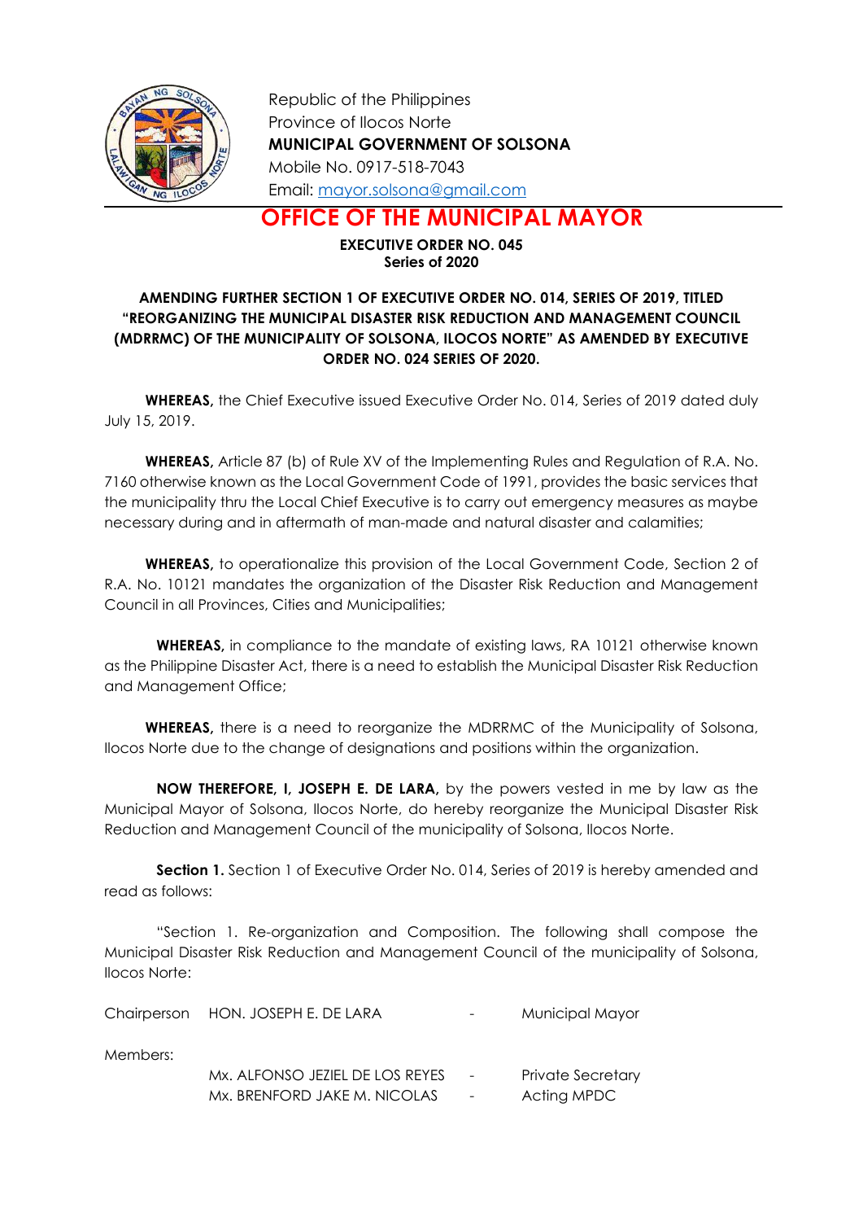Republic of the Philippines
Province of Ilocos Norte
**MUNICIPAL GOVERNMENT OF SOLSONA**
Mobile No. 0917-518-7043
Email: mayor.solsona@gmail.com

# OFFICE OF THE MUNICIPAL MAYOR

**EXECUTIVE ORDER NO. 045**
**Series of 2020**

**AMENDING FURTHER SECTION 1 OF EXECUTIVE ORDER NO. 014, SERIES OF 2019, TITLED "REORGANIZING THE MUNICIPAL DISASTER RISK REDUCTION AND MANAGEMENT COUNCIL (MDRRMC) OF THE MUNICIPALITY OF SOLSONA, ILOCOS NORTE" AS AMENDED BY EXECUTIVE ORDER NO. 024 SERIES OF 2020.**

**WHEREAS,** the Chief Executive issued Executive Order No. 014, Series of 2019 dated duly July 15, 2019.

**WHEREAS,** Article 87 (b) of Rule XV of the Implementing Rules and Regulation of R.A. No. 7160 otherwise known as the Local Government Code of 1991, provides the basic services that the municipality thru the Local Chief Executive is to carry out emergency measures as maybe necessary during and in aftermath of man-made and natural disaster and calamities;

**WHEREAS,** to operationalize this provision of the Local Government Code, Section 2 of R.A. No. 10121 mandates the organization of the Disaster Risk Reduction and Management Council in all Provinces, Cities and Municipalities;

**WHEREAS,** in compliance to the mandate of existing laws, RA 10121 otherwise known as the Philippine Disaster Act, there is a need to establish the Municipal Disaster Risk Reduction and Management Office;

**WHEREAS,** there is a need to reorganize the MDRRMC of the Municipality of Solsona, Ilocos Norte due to the change of designations and positions within the organization.

**NOW THEREFORE, I, JOSEPH E. DE LARA,** by the powers vested in me by law as the Municipal Mayor of Solsona, Ilocos Norte, do hereby reorganize the Municipal Disaster Risk Reduction and Management Council of the municipality of Solsona, Ilocos Norte.

**Section 1.** Section 1 of Executive Order No. 014, Series of 2019 is hereby amended and read as follows:

"Section 1. Re-organization and Composition. The following shall compose the Municipal Disaster Risk Reduction and Management Council of the municipality of Solsona, Ilocos Norte:

| | | | |
|---|---|---|---|
| Chairperson | HON. JOSEPH E. DE LARA | - | Municipal Mayor |
| Members: | | | |
| | Mx. ALFONSO JEZIEL DE LOS REYES | - | Private Secretary |
| | Mx. BRENFORD JAKE M. NICOLAS | - | Acting MPDC |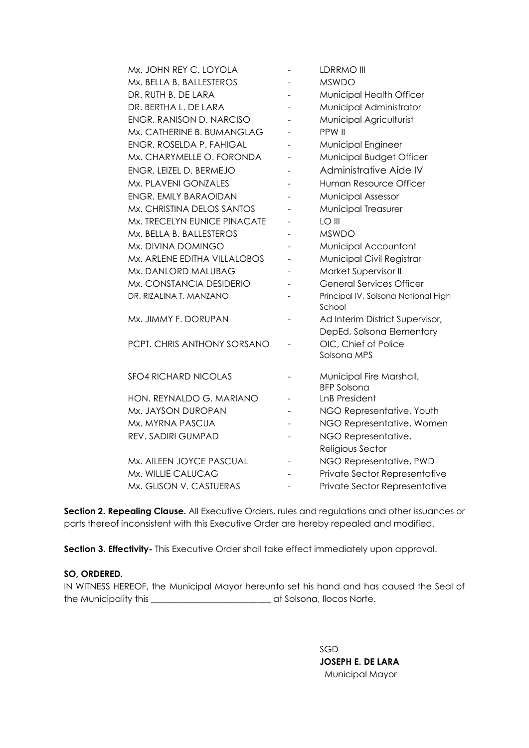| | | |
|---|---|---|
| Mx. JOHN REY C. LOYOLA | - | LDRRMO III |
| Mx. BELLA B. BALLESTEROS | - | MSWDO |
| DR. RUTH B. DE LARA | - | Municipal Health Officer |
| DR. BERTHA L. DE LARA | - | Municipal Administrator |
| ENGR. RANISON D. NARCISO | - | Municipal Agriculturist |
| Mx. CATHERINE B. BUMANGLAG | - | PPW II |
| ENGR. ROSELDA P. FAHIGAL | - | Municipal Engineer |
| Mx. CHARYMELLE O. FORONDA | - | Municipal Budget Officer |
| ENGR. LEIZEL D. BERMEJO | - | Administrative Aide IV |
| Mx. PLAVENI GONZALES | - | Human Resource Officer |
| ENGR. EMILY BARAOIDAN | - | Municipal Assessor |
| Mx. CHRISTINA DELOS SANTOS | - | Municipal Treasurer |
| Mx. TRECELYN EUNICE PINACATE | - | LO III |
| Mx. BELLA B. BALLESTEROS | - | MSWDO |
| Mx. DIVINA DOMINGO | - | Municipal Accountant |
| Mx. ARLENE EDITHA VILLALOBOS | - | Municipal Civil Registrar |
| Mx. DANLORD MALUBAG | - | Market Supervisor II |
| Mx. CONSTANCIA DESIDERIO | - | General Services Officer |
| DR. RIZALINA T. MANZANO | - | Principal IV, Solsona National High School |
| Mx. JIMMY F. DORUPAN | - | Ad Interim District Supervisor, DepEd, Solsona Elementary |
| PCPT. CHRIS ANTHONY SORSANO | - | OIC, Chief of Police Solsona MPS |
| SFO4 RICHARD NICOLAS | - | Municipal Fire Marshall, BFP Solsona |
| HON. REYNALDO G. MARIANO | - | LnB President |
| Mx. JAYSON DUROPAN | - | NGO Representative, Youth |
| Mx. MYRNA PASCUA | - | NGO Representative, Women |
| REV. SADIRI GUMPAD | - | NGO Representative, Religious Sector |
| Mx. AILEEN JOYCE PASCUAL | - | NGO Representative, PWD |
| Mx. WILLIE CALUCAG | - | Private Sector Representative |
| Mx. GLISON V. CASTUERAS | - | Private Sector Representative |

**Section 2. Repealing Clause.** All Executive Orders, rules and regulations and other issuances or parts thereof inconsistent with this Executive Order are hereby repealed and modified.

**Section 3. Effectivity-** This Executive Order shall take effect immediately upon approval.

**SO, ORDERED.**

IN WITNESS HEREOF, the Municipal Mayor hereunto set his hand and has caused the Seal of the Municipality this __________________________ at Solsona, Ilocos Norte.

SGD

**JOSEPH E. DE LARA**

Municipal Mayor